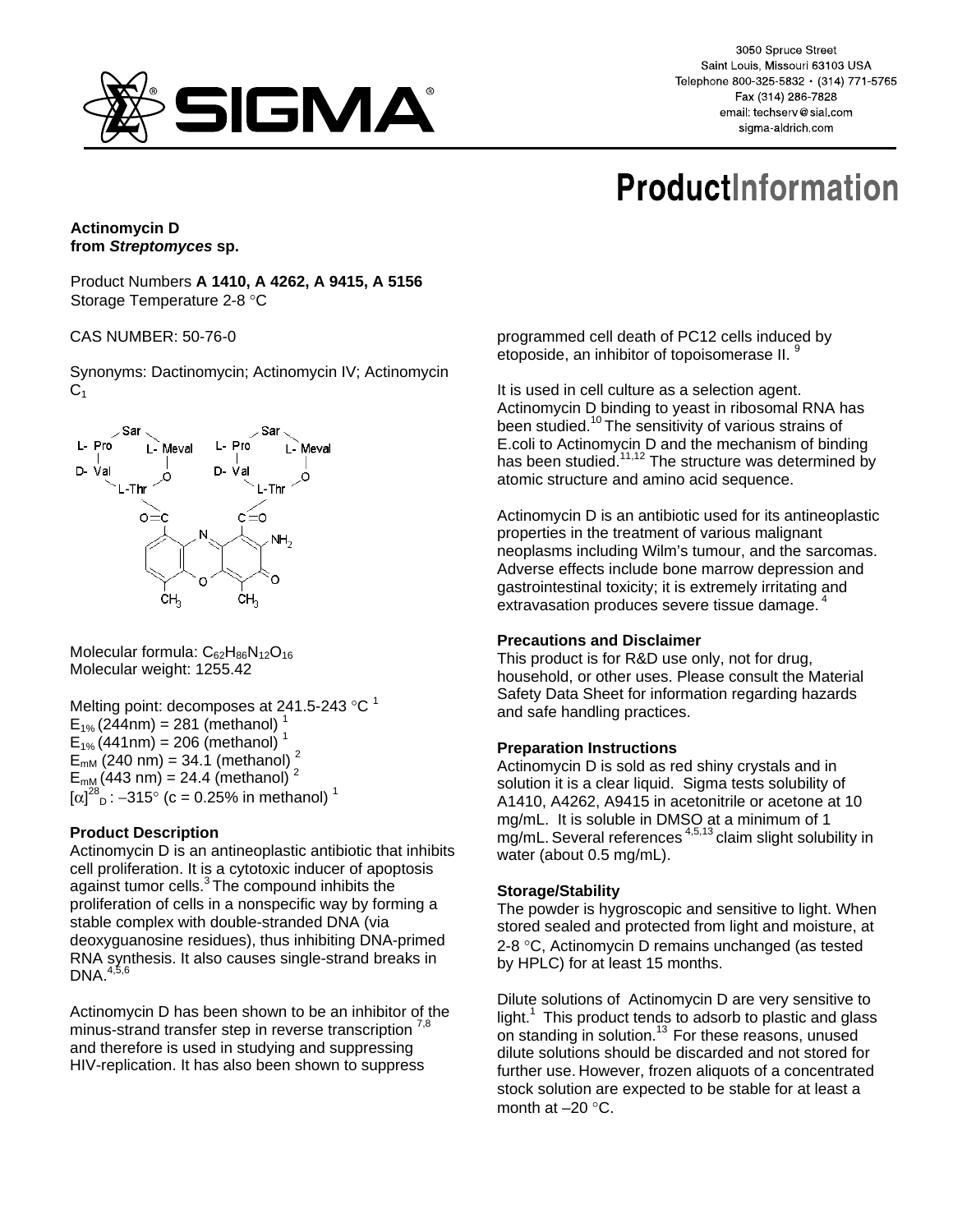3050 Spruce Street
Saint Louis, Missouri 63103 USA
Telephone 800-325-5832 • (314) 771-5765
Fax (314) 286-7828
email: techserv@sial.com
sigma-aldrich.com

# ProductInformation

**Actinomycin D**
**from *Streptomyces* sp.**

Product Numbers **A 1410, A 4262, A 9415, A 5156**
Storage Temperature 2-8 °C

CAS NUMBER: 50-76-0

Synonyms: Dactinomycin; Actinomycin IV; Actinomycin $C_1$

Molecular formula: $C_{62}H_{86}N_{12}O_{16}$
Molecular weight: 1255.42

Melting point: decomposes at 241.5-243 °C [1]
$E_{1\%}$ (244nm) = 281 (methanol) [1]
$E_{1\%}$ (441nm) = 206 (methanol) [1]
$E_{mM}$ (240 nm) = 34.1 (methanol) [2]
$E_{mM}$ (443 nm) = 24.4 (methanol) [2]
$[\alpha]^{28}_{D}$ : –315° (c = 0.25% in methanol) [1]

### Product Description

Actinomycin D is an antineoplastic antibiotic that inhibits cell proliferation. It is a cytotoxic inducer of apoptosis against tumor cells.[3] The compound inhibits the proliferation of cells in a nonspecific way by forming a stable complex with double-stranded DNA (via deoxyguanosine residues), thus inhibiting DNA-primed RNA synthesis. It also causes single-strand breaks in DNA.[4,5,6]

Actinomycin D has been shown to be an inhibitor of the minus-strand transfer step in reverse transcription [7,8] and therefore is used in studying and suppressing HIV-replication. It has also been shown to suppress programmed cell death of PC12 cells induced by etoposide, an inhibitor of topoisomerase II. [9]

It is used in cell culture as a selection agent. Actinomycin D binding to yeast in ribosomal RNA has been studied.[10] The sensitivity of various strains of E.coli to Actinomycin D and the mechanism of binding has been studied.[11,12] The structure was determined by atomic structure and amino acid sequence.

Actinomycin D is an antibiotic used for its antineoplastic properties in the treatment of various malignant neoplasms including Wilm's tumour, and the sarcomas. Adverse effects include bone marrow depression and gastrointestinal toxicity; it is extremely irritating and extravasation produces severe tissue damage. [4]

### Precautions and Disclaimer

This product is for R&D use only, not for drug, household, or other uses. Please consult the Material Safety Data Sheet for information regarding hazards and safe handling practices.

### Preparation Instructions

Actinomycin D is sold as red shiny crystals and in solution it is a clear liquid. Sigma tests solubility of A1410, A4262, A9415 in acetonitrile or acetone at 10 mg/mL. It is soluble in DMSO at a minimum of 1 mg/mL. Several references [4,5,13] claim slight solubility in water (about 0.5 mg/mL).

### Storage/Stability

The powder is hygroscopic and sensitive to light. When stored sealed and protected from light and moisture, at 2-8 °C, Actinomycin D remains unchanged (as tested by HPLC) for at least 15 months.

Dilute solutions of Actinomycin D are very sensitive to light.[1] This product tends to adsorb to plastic and glass on standing in solution.[13] For these reasons, unused dilute solutions should be discarded and not stored for further use. However, frozen aliquots of a concentrated stock solution are expected to be stable for at least a month at –20 °C.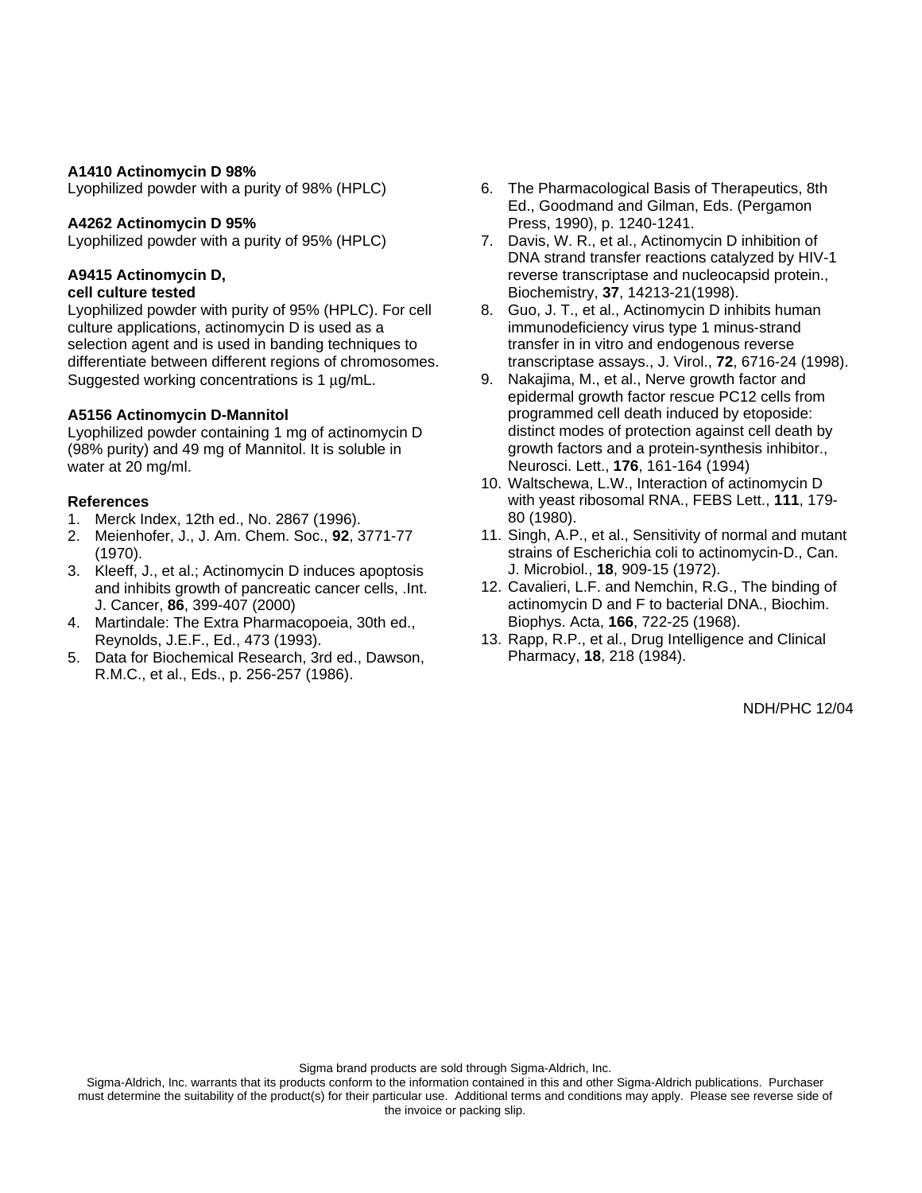**A1410 Actinomycin D 98%**
Lyophilized powder with a purity of 98% (HPLC)

**A4262 Actinomycin D 95%**
Lyophilized powder with a purity of 95% (HPLC)

**A9415 Actinomycin D, cell culture tested**
Lyophilized powder with purity of 95% (HPLC). For cell culture applications, actinomycin D is used as a selection agent and is used in banding techniques to differentiate between different regions of chromosomes. Suggested working concentrations is 1 μg/mL.

**A5156 Actinomycin D-Mannitol**
Lyophilized powder containing 1 mg of actinomycin D (98% purity) and 49 mg of Mannitol. It is soluble in water at 20 mg/ml.

**References**

1. Merck Index, 12th ed., No. 2867 (1996).
2. Meienhofer, J., J. Am. Chem. Soc., **92**, 3771-77 (1970).
3. Kleeff, J., et al.; Actinomycin D induces apoptosis and inhibits growth of pancreatic cancer cells, .Int. J. Cancer, **86**, 399-407 (2000)
4. Martindale: The Extra Pharmacopoeia, 30th ed., Reynolds, J.E.F., Ed., 473 (1993).
5. Data for Biochemical Research, 3rd ed., Dawson, R.M.C., et al., Eds., p. 256-257 (1986).
6. The Pharmacological Basis of Therapeutics, 8th Ed., Goodmand and Gilman, Eds. (Pergamon Press, 1990), p. 1240-1241.
7. Davis, W. R., et al., Actinomycin D inhibition of DNA strand transfer reactions catalyzed by HIV-1 reverse transcriptase and nucleocapsid protein., Biochemistry, **37**, 14213-21(1998).
8. Guo, J. T., et al., Actinomycin D inhibits human immunodeficiency virus type 1 minus-strand transfer in in vitro and endogenous reverse transcriptase assays., J. Virol., **72**, 6716-24 (1998).
9. Nakajima, M., et al., Nerve growth factor and epidermal growth factor rescue PC12 cells from programmed cell death induced by etoposide: distinct modes of protection against cell death by growth factors and a protein-synthesis inhibitor., Neurosci. Lett., **176**, 161-164 (1994)
10. Waltschewa, L.W., Interaction of actinomycin D with yeast ribosomal RNA., FEBS Lett., **111**, 179-80 (1980).
11. Singh, A.P., et al., Sensitivity of normal and mutant strains of Escherichia coli to actinomycin-D., Can. J. Microbiol., **18**, 909-15 (1972).
12. Cavalieri, L.F. and Nemchin, R.G., The binding of actinomycin D and F to bacterial DNA., Biochim. Biophys. Acta, **166**, 722-25 (1968).
13. Rapp, R.P., et al., Drug Intelligence and Clinical Pharmacy, **18**, 218 (1984).

NDH/PHC 12/04

Sigma brand products are sold through Sigma-Aldrich, Inc.

Sigma-Aldrich, Inc. warrants that its products conform to the information contained in this and other Sigma-Aldrich publications. Purchaser must determine the suitability of the product(s) for their particular use. Additional terms and conditions may apply. Please see reverse side of the invoice or packing slip.